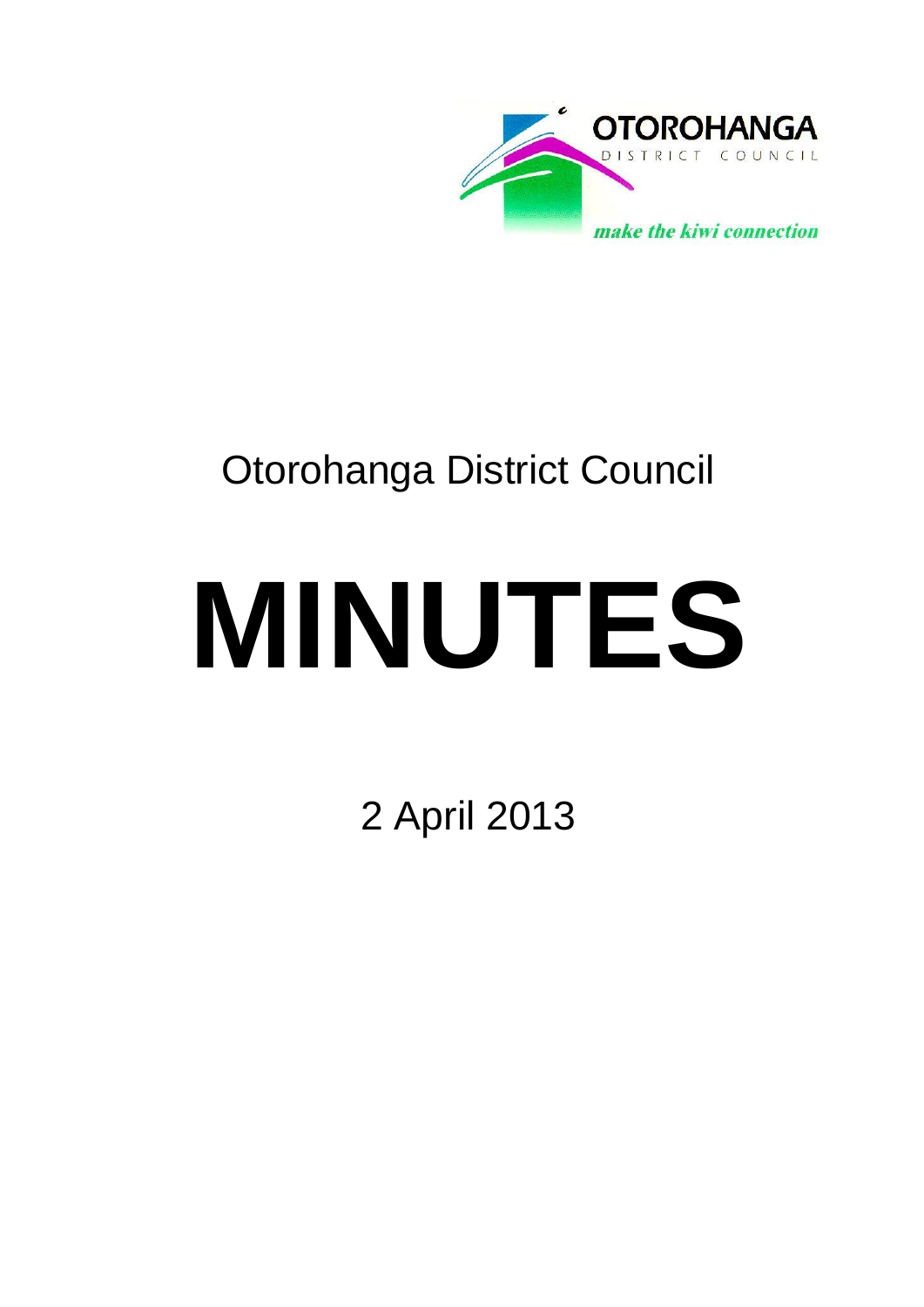OTOROHANGA
DISTRICT COUNCIL

*make the kiwi connection*

# Otorohanga District Council

# MINUTES

2 April 2013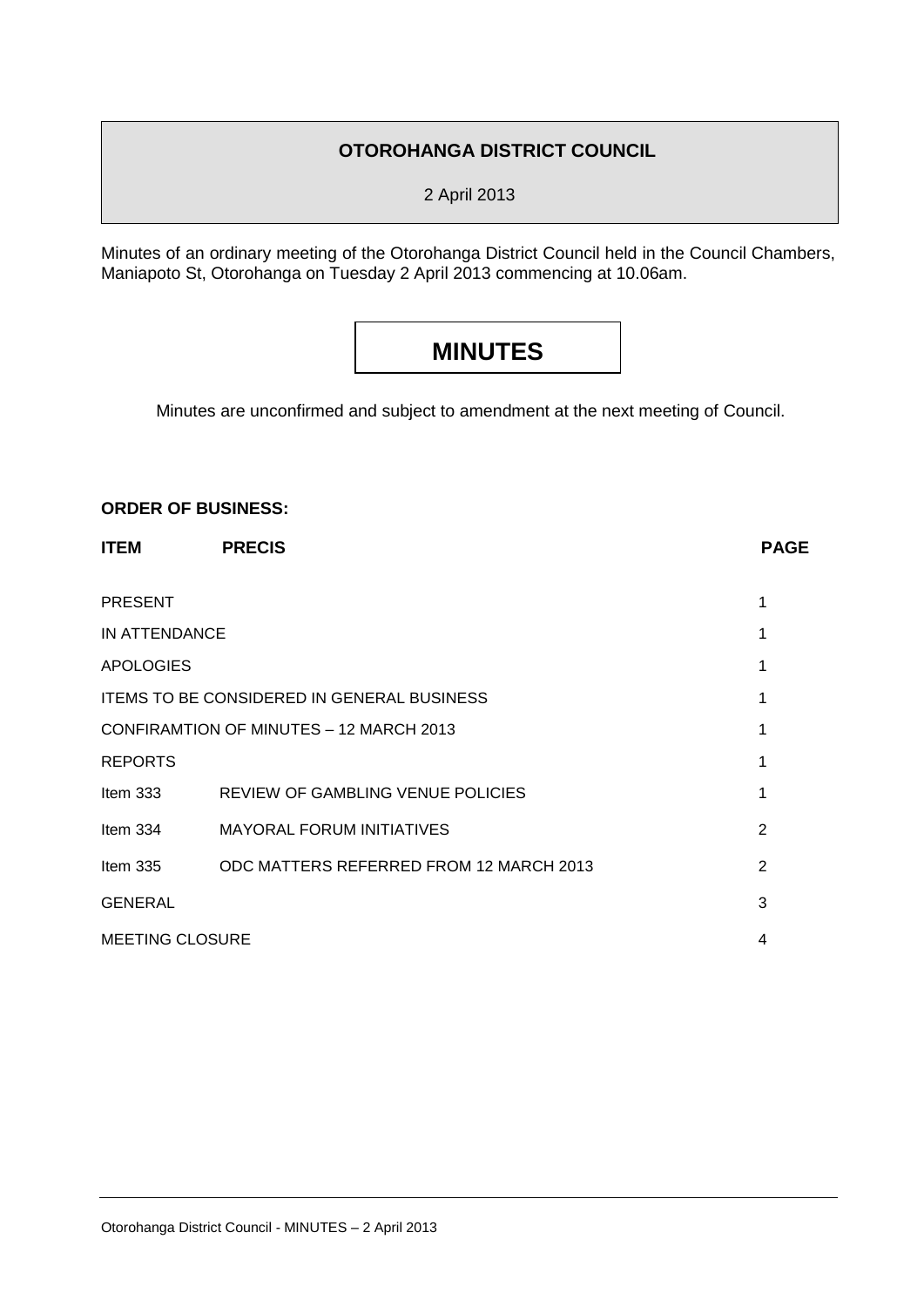# OTOROHANGA DISTRICT COUNCIL

2 April 2013

Minutes of an ordinary meeting of the Otorohanga District Council held in the Council Chambers, Maniapoto St, Otorohanga on Tuesday 2 April 2013 commencing at 10.06am.

# MINUTES

Minutes are unconfirmed and subject to amendment at the next meeting of Council.

**ORDER OF BUSINESS:**

| ITEM | PRECIS | PAGE |
|---|---|---|
| PRESENT | | 1 |
| IN ATTENDANCE | | 1 |
| APOLOGIES | | 1 |
| ITEMS TO BE CONSIDERED IN GENERAL BUSINESS | | 1 |
| CONFIRAMTION OF MINUTES – 12 MARCH 2013 | | 1 |
| REPORTS | | 1 |
| Item 333 | REVIEW OF GAMBLING VENUE POLICIES | 1 |
| Item 334 | MAYORAL FORUM INITIATIVES | 2 |
| Item 335 | ODC MATTERS REFERRED FROM 12 MARCH 2013 | 2 |
| GENERAL | | 3 |
| MEETING CLOSURE | | 4 |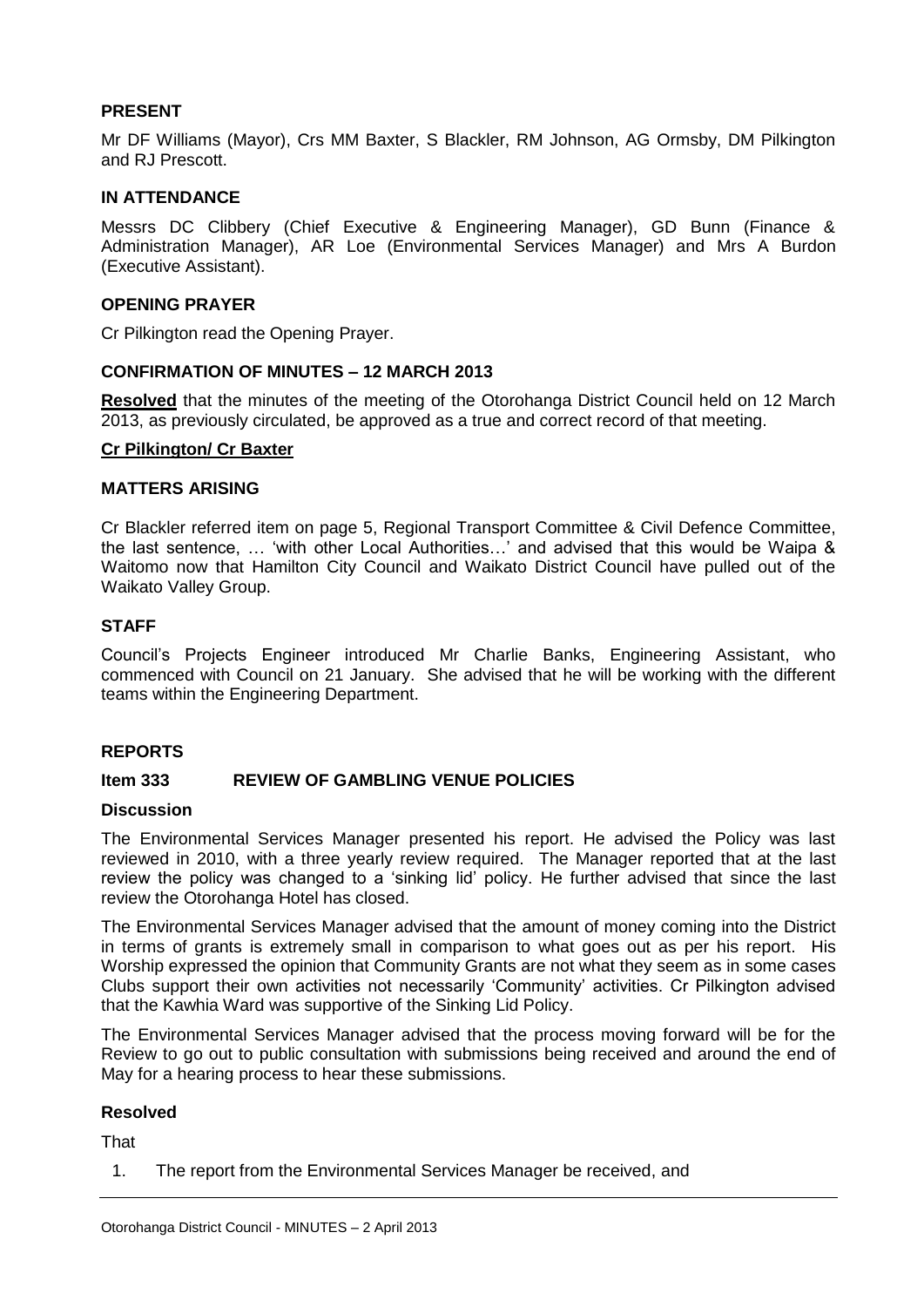## PRESENT

Mr DF Williams (Mayor), Crs MM Baxter, S Blackler, RM Johnson, AG Ormsby, DM Pilkington and RJ Prescott.

## IN ATTENDANCE

Messrs DC Clibbery (Chief Executive & Engineering Manager), GD Bunn (Finance & Administration Manager), AR Loe (Environmental Services Manager) and Mrs A Burdon (Executive Assistant).

## OPENING PRAYER

Cr Pilkington read the Opening Prayer.

## CONFIRMATION OF MINUTES – 12 MARCH 2013

**Resolved** that the minutes of the meeting of the Otorohanga District Council held on 12 March 2013, as previously circulated, be approved as a true and correct record of that meeting.

**Cr Pilkington/ Cr Baxter**

## MATTERS ARISING

Cr Blackler referred item on page 5, Regional Transport Committee & Civil Defence Committee, the last sentence, … 'with other Local Authorities…' and advised that this would be Waipa & Waitomo now that Hamilton City Council and Waikato District Council have pulled out of the Waikato Valley Group.

## STAFF

Council's Projects Engineer introduced Mr Charlie Banks, Engineering Assistant, who commenced with Council on 21 January. She advised that he will be working with the different teams within the Engineering Department.

## REPORTS

### Item 333 REVIEW OF GAMBLING VENUE POLICIES

**Discussion**

The Environmental Services Manager presented his report. He advised the Policy was last reviewed in 2010, with a three yearly review required. The Manager reported that at the last review the policy was changed to a 'sinking lid' policy. He further advised that since the last review the Otorohanga Hotel has closed.

The Environmental Services Manager advised that the amount of money coming into the District in terms of grants is extremely small in comparison to what goes out as per his report. His Worship expressed the opinion that Community Grants are not what they seem as in some cases Clubs support their own activities not necessarily 'Community' activities. Cr Pilkington advised that the Kawhia Ward was supportive of the Sinking Lid Policy.

The Environmental Services Manager advised that the process moving forward will be for the Review to go out to public consultation with submissions being received and around the end of May for a hearing process to hear these submissions.

**Resolved**

That

1. The report from the Environmental Services Manager be received, and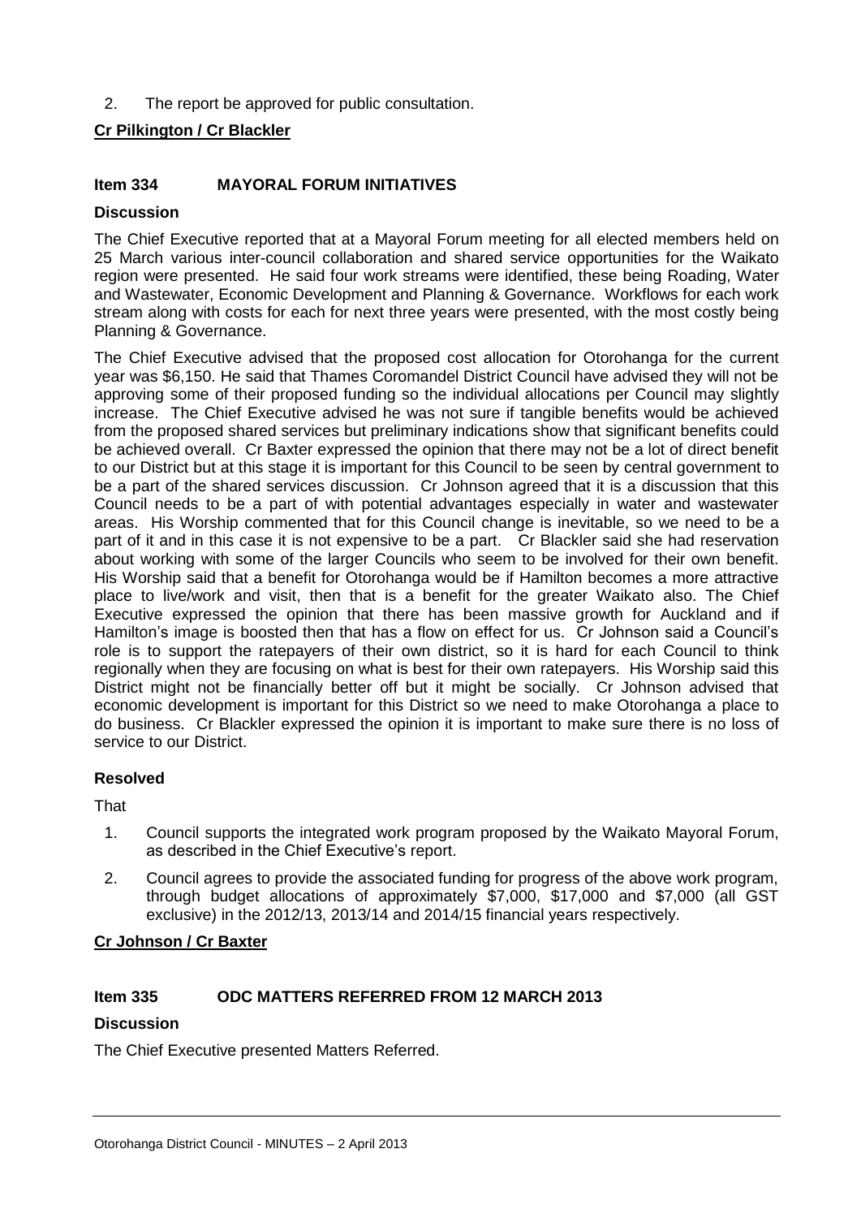2. The report be approved for public consultation.

**Cr Pilkington / Cr Blackler**

### Item 334 MAYORAL FORUM INITIATIVES

**Discussion**

The Chief Executive reported that at a Mayoral Forum meeting for all elected members held on 25 March various inter-council collaboration and shared service opportunities for the Waikato region were presented. He said four work streams were identified, these being Roading, Water and Wastewater, Economic Development and Planning & Governance. Workflows for each work stream along with costs for each for next three years were presented, with the most costly being Planning & Governance.

The Chief Executive advised that the proposed cost allocation for Otorohanga for the current year was $6,150. He said that Thames Coromandel District Council have advised they will not be approving some of their proposed funding so the individual allocations per Council may slightly increase. The Chief Executive advised he was not sure if tangible benefits would be achieved from the proposed shared services but preliminary indications show that significant benefits could be achieved overall. Cr Baxter expressed the opinion that there may not be a lot of direct benefit to our District but at this stage it is important for this Council to be seen by central government to be a part of the shared services discussion. Cr Johnson agreed that it is a discussion that this Council needs to be a part of with potential advantages especially in water and wastewater areas. His Worship commented that for this Council change is inevitable, so we need to be a part of it and in this case it is not expensive to be a part. Cr Blackler said she had reservation about working with some of the larger Councils who seem to be involved for their own benefit. His Worship said that a benefit for Otorohanga would be if Hamilton becomes a more attractive place to live/work and visit, then that is a benefit for the greater Waikato also. The Chief Executive expressed the opinion that there has been massive growth for Auckland and if Hamilton's image is boosted then that has a flow on effect for us. Cr Johnson said a Council's role is to support the ratepayers of their own district, so it is hard for each Council to think regionally when they are focusing on what is best for their own ratepayers. His Worship said this District might not be financially better off but it might be socially. Cr Johnson advised that economic development is important for this District so we need to make Otorohanga a place to do business. Cr Blackler expressed the opinion it is important to make sure there is no loss of service to our District.

**Resolved**

That

1. Council supports the integrated work program proposed by the Waikato Mayoral Forum, as described in the Chief Executive's report.
2. Council agrees to provide the associated funding for progress of the above work program, through budget allocations of approximately $7,000, $17,000 and $7,000 (all GST exclusive) in the 2012/13, 2013/14 and 2014/15 financial years respectively.

**Cr Johnson / Cr Baxter**

### Item 335 ODC MATTERS REFERRED FROM 12 MARCH 2013

**Discussion**

The Chief Executive presented Matters Referred.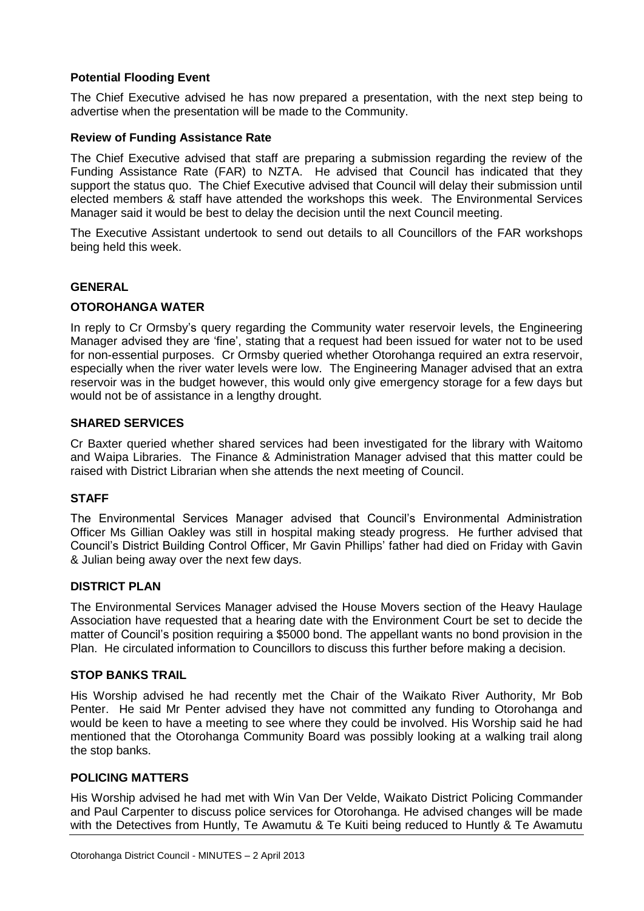**Potential Flooding Event**

The Chief Executive advised he has now prepared a presentation, with the next step being to advertise when the presentation will be made to the Community.

**Review of Funding Assistance Rate**

The Chief Executive advised that staff are preparing a submission regarding the review of the Funding Assistance Rate (FAR) to NZTA. He advised that Council has indicated that they support the status quo. The Chief Executive advised that Council will delay their submission until elected members & staff have attended the workshops this week. The Environmental Services Manager said it would be best to delay the decision until the next Council meeting.

The Executive Assistant undertook to send out details to all Councillors of the FAR workshops being held this week.

## GENERAL

### OTOROHANGA WATER

In reply to Cr Ormsby's query regarding the Community water reservoir levels, the Engineering Manager advised they are 'fine', stating that a request had been issued for water not to be used for non-essential purposes. Cr Ormsby queried whether Otorohanga required an extra reservoir, especially when the river water levels were low. The Engineering Manager advised that an extra reservoir was in the budget however, this would only give emergency storage for a few days but would not be of assistance in a lengthy drought.

### SHARED SERVICES

Cr Baxter queried whether shared services had been investigated for the library with Waitomo and Waipa Libraries. The Finance & Administration Manager advised that this matter could be raised with District Librarian when she attends the next meeting of Council.

### STAFF

The Environmental Services Manager advised that Council's Environmental Administration Officer Ms Gillian Oakley was still in hospital making steady progress. He further advised that Council's District Building Control Officer, Mr Gavin Phillips' father had died on Friday with Gavin & Julian being away over the next few days.

### DISTRICT PLAN

The Environmental Services Manager advised the House Movers section of the Heavy Haulage Association have requested that a hearing date with the Environment Court be set to decide the matter of Council's position requiring a $5000 bond. The appellant wants no bond provision in the Plan. He circulated information to Councillors to discuss this further before making a decision.

### STOP BANKS TRAIL

His Worship advised he had recently met the Chair of the Waikato River Authority, Mr Bob Penter. He said Mr Penter advised they have not committed any funding to Otorohanga and would be keen to have a meeting to see where they could be involved. His Worship said he had mentioned that the Otorohanga Community Board was possibly looking at a walking trail along the stop banks.

### POLICING MATTERS

His Worship advised he had met with Win Van Der Velde, Waikato District Policing Commander and Paul Carpenter to discuss police services for Otorohanga. He advised changes will be made with the Detectives from Huntly, Te Awamutu & Te Kuiti being reduced to Huntly & Te Awamutu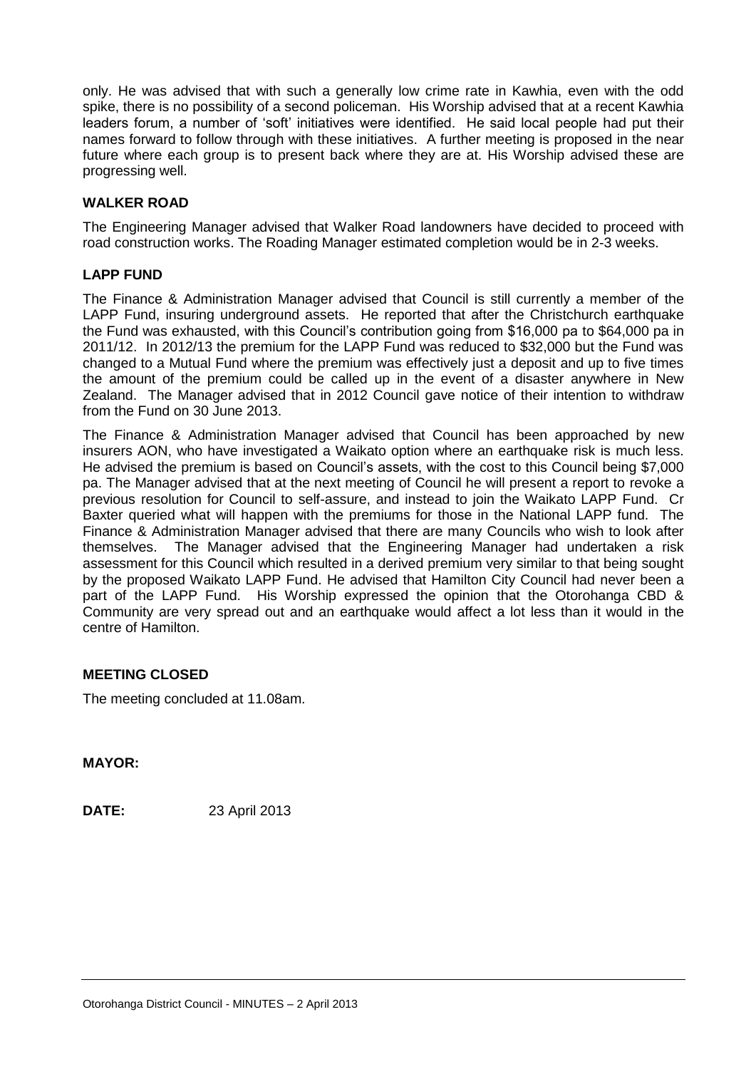only. He was advised that with such a generally low crime rate in Kawhia, even with the odd spike, there is no possibility of a second policeman. His Worship advised that at a recent Kawhia leaders forum, a number of 'soft' initiatives were identified. He said local people had put their names forward to follow through with these initiatives. A further meeting is proposed in the near future where each group is to present back where they are at. His Worship advised these are progressing well.

## WALKER ROAD

The Engineering Manager advised that Walker Road landowners have decided to proceed with road construction works. The Roading Manager estimated completion would be in 2-3 weeks.

## LAPP FUND

The Finance & Administration Manager advised that Council is still currently a member of the LAPP Fund, insuring underground assets. He reported that after the Christchurch earthquake the Fund was exhausted, with this Council's contribution going from $16,000 pa to $64,000 pa in 2011/12. In 2012/13 the premium for the LAPP Fund was reduced to $32,000 but the Fund was changed to a Mutual Fund where the premium was effectively just a deposit and up to five times the amount of the premium could be called up in the event of a disaster anywhere in New Zealand. The Manager advised that in 2012 Council gave notice of their intention to withdraw from the Fund on 30 June 2013.

The Finance & Administration Manager advised that Council has been approached by new insurers AON, who have investigated a Waikato option where an earthquake risk is much less. He advised the premium is based on Council's assets, with the cost to this Council being $7,000 pa. The Manager advised that at the next meeting of Council he will present a report to revoke a previous resolution for Council to self-assure, and instead to join the Waikato LAPP Fund. Cr Baxter queried what will happen with the premiums for those in the National LAPP fund. The Finance & Administration Manager advised that there are many Councils who wish to look after themselves. The Manager advised that the Engineering Manager had undertaken a risk assessment for this Council which resulted in a derived premium very similar to that being sought by the proposed Waikato LAPP Fund. He advised that Hamilton City Council had never been a part of the LAPP Fund. His Worship expressed the opinion that the Otorohanga CBD & Community are very spread out and an earthquake would affect a lot less than it would in the centre of Hamilton.

## MEETING CLOSED

The meeting concluded at 11.08am.

**MAYOR:**

**DATE:** 23 April 2013